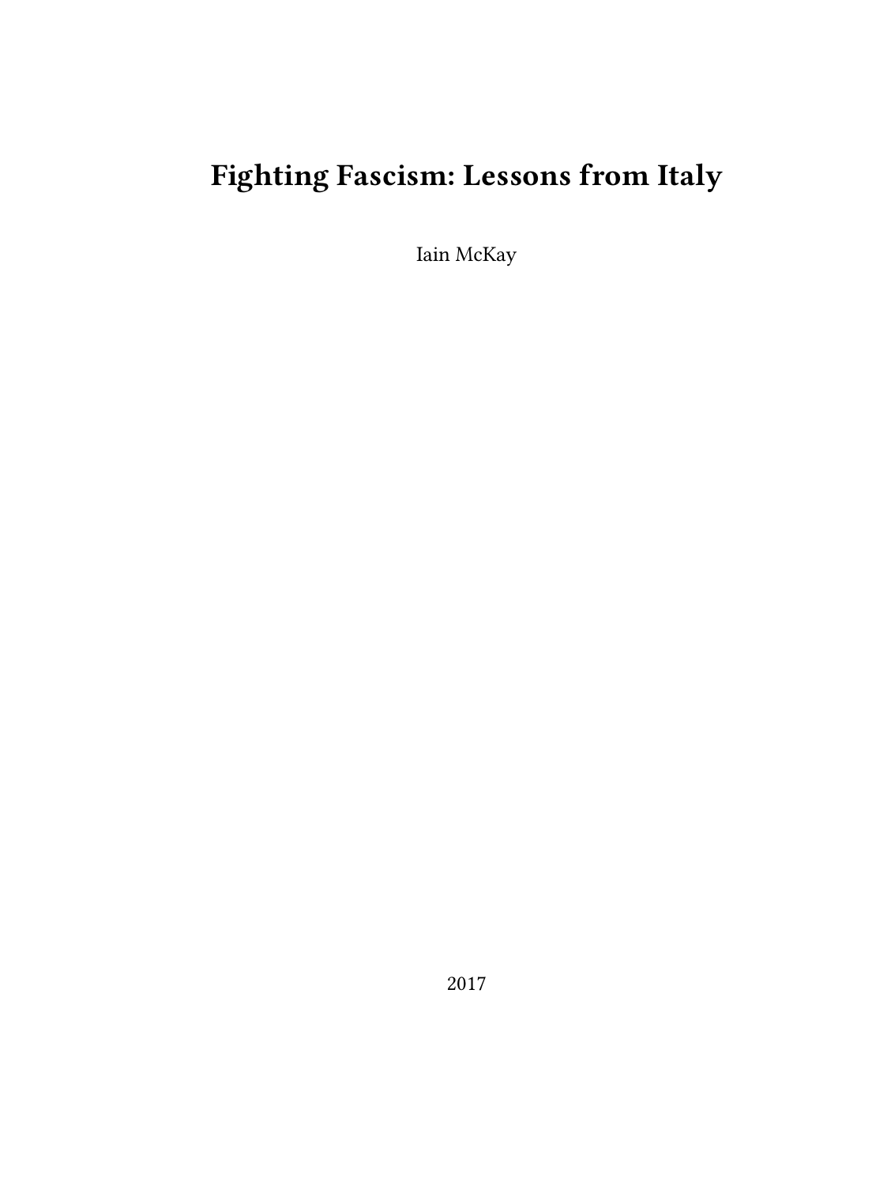# Fighting Fascism: Lessons from Italy

Iain McKay

2017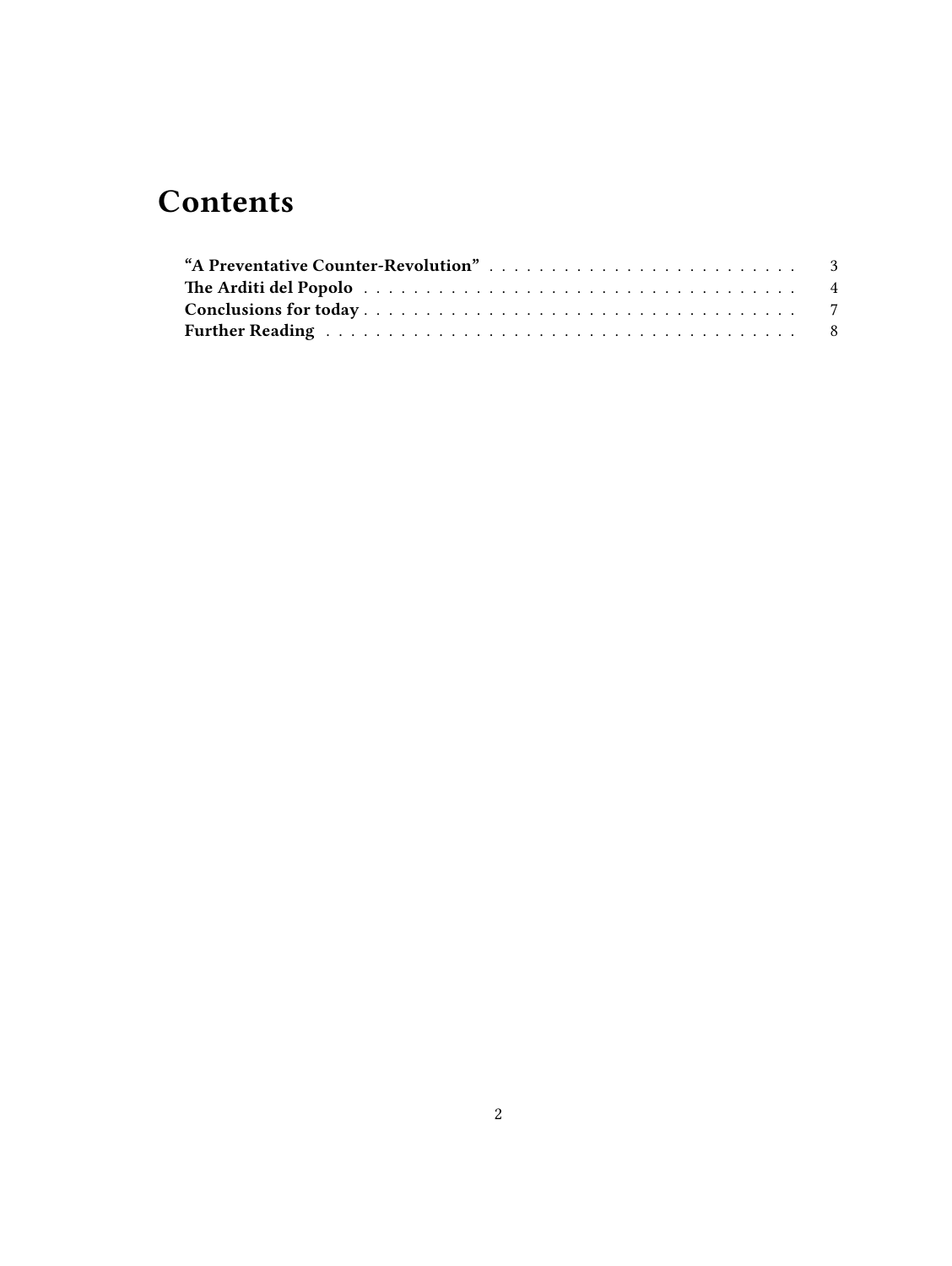# Contents

- **"A Preventative Counter-Revolution"** . . . . . . . . . . . . . . . . . . . . . . . . . 3
- **The Arditi del Popolo** . . . . . . . . . . . . . . . . . . . . . . . . . . . . . . . . . . . 4
- **Conclusions for today** . . . . . . . . . . . . . . . . . . . . . . . . . . . . . . . . . . 7
- **Further Reading** . . . . . . . . . . . . . . . . . . . . . . . . . . . . . . . . . . . . . 8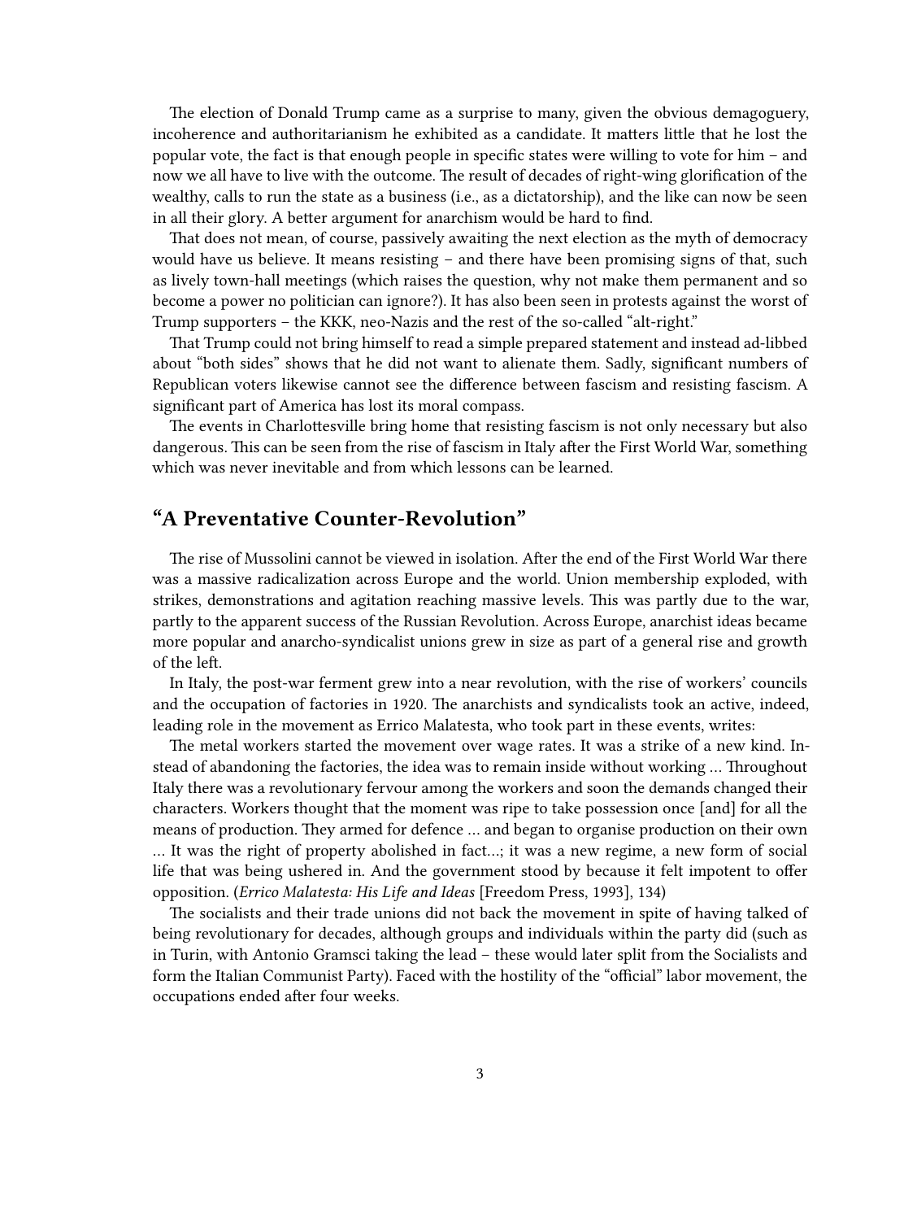The election of Donald Trump came as a surprise to many, given the obvious demagoguery, incoherence and authoritarianism he exhibited as a candidate. It matters little that he lost the popular vote, the fact is that enough people in specific states were willing to vote for him – and now we all have to live with the outcome. The result of decades of right-wing glorification of the wealthy, calls to run the state as a business (i.e., as a dictatorship), and the like can now be seen in all their glory. A better argument for anarchism would be hard to find.

That does not mean, of course, passively awaiting the next election as the myth of democracy would have us believe. It means resisting – and there have been promising signs of that, such as lively town-hall meetings (which raises the question, why not make them permanent and so become a power no politician can ignore?). It has also been seen in protests against the worst of Trump supporters – the KKK, neo-Nazis and the rest of the so-called "alt-right."

That Trump could not bring himself to read a simple prepared statement and instead ad-libbed about "both sides" shows that he did not want to alienate them. Sadly, significant numbers of Republican voters likewise cannot see the difference between fascism and resisting fascism. A significant part of America has lost its moral compass.

The events in Charlottesville bring home that resisting fascism is not only necessary but also dangerous. This can be seen from the rise of fascism in Italy after the First World War, something which was never inevitable and from which lessons can be learned.

## "A Preventative Counter-Revolution"

The rise of Mussolini cannot be viewed in isolation. After the end of the First World War there was a massive radicalization across Europe and the world. Union membership exploded, with strikes, demonstrations and agitation reaching massive levels. This was partly due to the war, partly to the apparent success of the Russian Revolution. Across Europe, anarchist ideas became more popular and anarcho-syndicalist unions grew in size as part of a general rise and growth of the left.

In Italy, the post-war ferment grew into a near revolution, with the rise of workers' councils and the occupation of factories in 1920. The anarchists and syndicalists took an active, indeed, leading role in the movement as Errico Malatesta, who took part in these events, writes:

The metal workers started the movement over wage rates. It was a strike of a new kind. Instead of abandoning the factories, the idea was to remain inside without working … Throughout Italy there was a revolutionary fervour among the workers and soon the demands changed their characters. Workers thought that the moment was ripe to take possession once [and] for all the means of production. They armed for defence … and began to organise production on their own … It was the right of property abolished in fact…; it was a new regime, a new form of social life that was being ushered in. And the government stood by because it felt impotent to offer opposition. (*Errico Malatesta: His Life and Ideas* [Freedom Press, 1993], 134)

The socialists and their trade unions did not back the movement in spite of having talked of being revolutionary for decades, although groups and individuals within the party did (such as in Turin, with Antonio Gramsci taking the lead – these would later split from the Socialists and form the Italian Communist Party). Faced with the hostility of the "official" labor movement, the occupations ended after four weeks.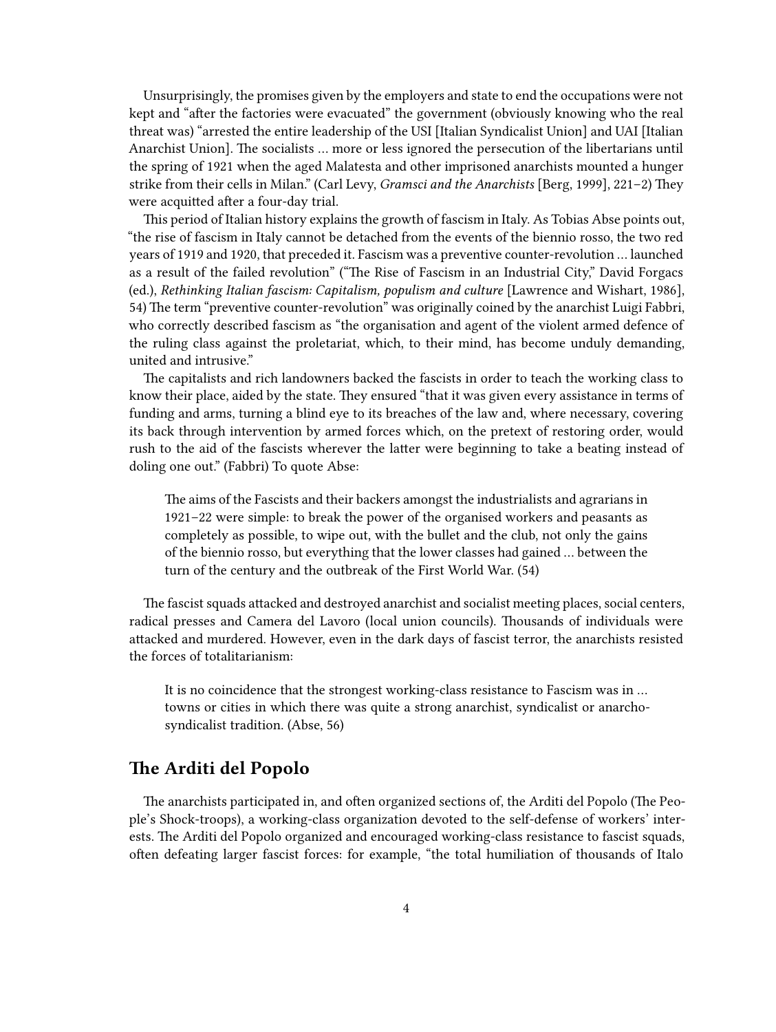Unsurprisingly, the promises given by the employers and state to end the occupations were not kept and "after the factories were evacuated" the government (obviously knowing who the real threat was) "arrested the entire leadership of the USI [Italian Syndicalist Union] and UAI [Italian Anarchist Union]. The socialists … more or less ignored the persecution of the libertarians until the spring of 1921 when the aged Malatesta and other imprisoned anarchists mounted a hunger strike from their cells in Milan." (Carl Levy, *Gramsci and the Anarchists* [Berg, 1999], 221–2) They were acquitted after a four-day trial.

This period of Italian history explains the growth of fascism in Italy. As Tobias Abse points out, "the rise of fascism in Italy cannot be detached from the events of the biennio rosso, the two red years of 1919 and 1920, that preceded it. Fascism was a preventive counter-revolution … launched as a result of the failed revolution" ("The Rise of Fascism in an Industrial City," David Forgacs (ed.), *Rethinking Italian fascism: Capitalism, populism and culture* [Lawrence and Wishart, 1986], 54) The term "preventive counter-revolution" was originally coined by the anarchist Luigi Fabbri, who correctly described fascism as "the organisation and agent of the violent armed defence of the ruling class against the proletariat, which, to their mind, has become unduly demanding, united and intrusive."

The capitalists and rich landowners backed the fascists in order to teach the working class to know their place, aided by the state. They ensured "that it was given every assistance in terms of funding and arms, turning a blind eye to its breaches of the law and, where necessary, covering its back through intervention by armed forces which, on the pretext of restoring order, would rush to the aid of the fascists wherever the latter were beginning to take a beating instead of doling one out." (Fabbri) To quote Abse:

> The aims of the Fascists and their backers amongst the industrialists and agrarians in 1921–22 were simple: to break the power of the organised workers and peasants as completely as possible, to wipe out, with the bullet and the club, not only the gains of the biennio rosso, but everything that the lower classes had gained … between the turn of the century and the outbreak of the First World War. (54)

The fascist squads attacked and destroyed anarchist and socialist meeting places, social centers, radical presses and Camera del Lavoro (local union councils). Thousands of individuals were attacked and murdered. However, even in the dark days of fascist terror, the anarchists resisted the forces of totalitarianism:

> It is no coincidence that the strongest working-class resistance to Fascism was in … towns or cities in which there was quite a strong anarchist, syndicalist or anarcho-syndicalist tradition. (Abse, 56)

## The Arditi del Popolo

The anarchists participated in, and often organized sections of, the Arditi del Popolo (The People's Shock-troops), a working-class organization devoted to the self-defense of workers' interests. The Arditi del Popolo organized and encouraged working-class resistance to fascist squads, often defeating larger fascist forces: for example, "the total humiliation of thousands of Italo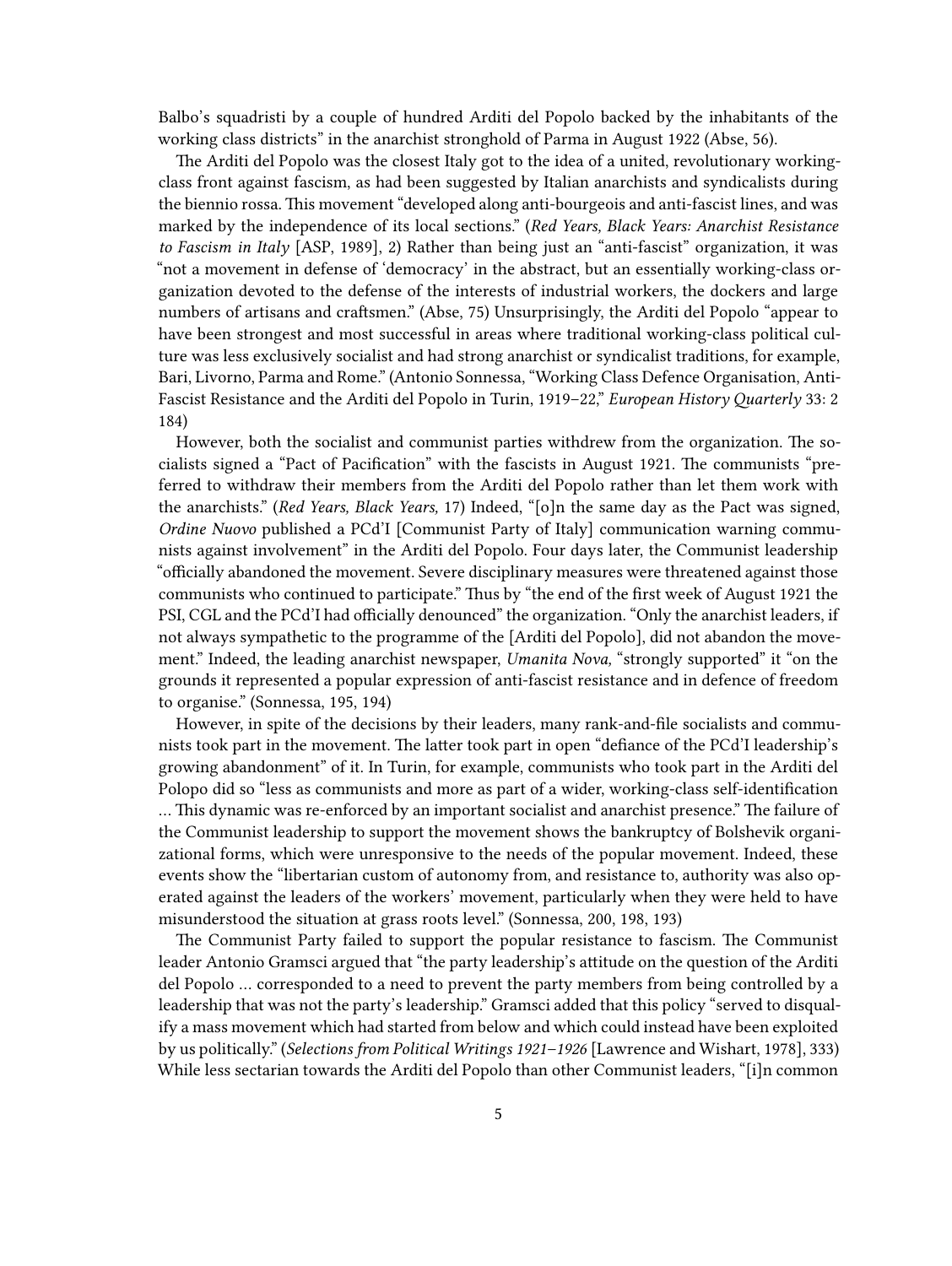Balbo's squadristi by a couple of hundred Arditi del Popolo backed by the inhabitants of the working class districts" in the anarchist stronghold of Parma in August 1922 (Abse, 56).

The Arditi del Popolo was the closest Italy got to the idea of a united, revolutionary working-class front against fascism, as had been suggested by Italian anarchists and syndicalists during the biennio rossa. This movement "developed along anti-bourgeois and anti-fascist lines, and was marked by the independence of its local sections." (*Red Years, Black Years: Anarchist Resistance to Fascism in Italy* [ASP, 1989], 2) Rather than being just an "anti-fascist" organization, it was "not a movement in defense of 'democracy' in the abstract, but an essentially working-class organization devoted to the defense of the interests of industrial workers, the dockers and large numbers of artisans and craftsmen." (Abse, 75) Unsurprisingly, the Arditi del Popolo "appear to have been strongest and most successful in areas where traditional working-class political culture was less exclusively socialist and had strong anarchist or syndicalist traditions, for example, Bari, Livorno, Parma and Rome." (Antonio Sonnessa, "Working Class Defence Organisation, Anti-Fascist Resistance and the Arditi del Popolo in Turin, 1919–22," *European History Quarterly* 33: 2 184)

However, both the socialist and communist parties withdrew from the organization. The socialists signed a "Pact of Pacification" with the fascists in August 1921. The communists "preferred to withdraw their members from the Arditi del Popolo rather than let them work with the anarchists." (*Red Years, Black Years,* 17) Indeed, "[o]n the same day as the Pact was signed, *Ordine Nuovo* published a PCd'I [Communist Party of Italy] communication warning communists against involvement" in the Arditi del Popolo. Four days later, the Communist leadership "officially abandoned the movement. Severe disciplinary measures were threatened against those communists who continued to participate." Thus by "the end of the first week of August 1921 the PSI, CGL and the PCd'I had officially denounced" the organization. "Only the anarchist leaders, if not always sympathetic to the programme of the [Arditi del Popolo], did not abandon the movement." Indeed, the leading anarchist newspaper, *Umanita Nova,* "strongly supported" it "on the grounds it represented a popular expression of anti-fascist resistance and in defence of freedom to organise." (Sonnessa, 195, 194)

However, in spite of the decisions by their leaders, many rank-and-file socialists and communists took part in the movement. The latter took part in open "defiance of the PCd'I leadership's growing abandonment" of it. In Turin, for example, communists who took part in the Arditi del Polopo did so "less as communists and more as part of a wider, working-class self-identification … This dynamic was re-enforced by an important socialist and anarchist presence." The failure of the Communist leadership to support the movement shows the bankruptcy of Bolshevik organizational forms, which were unresponsive to the needs of the popular movement. Indeed, these events show the "libertarian custom of autonomy from, and resistance to, authority was also operated against the leaders of the workers' movement, particularly when they were held to have misunderstood the situation at grass roots level." (Sonnessa, 200, 198, 193)

The Communist Party failed to support the popular resistance to fascism. The Communist leader Antonio Gramsci argued that "the party leadership's attitude on the question of the Arditi del Popolo … corresponded to a need to prevent the party members from being controlled by a leadership that was not the party's leadership." Gramsci added that this policy "served to disqualify a mass movement which had started from below and which could instead have been exploited by us politically." (*Selections from Political Writings 1921–1926* [Lawrence and Wishart, 1978], 333) While less sectarian towards the Arditi del Popolo than other Communist leaders, "[i]n common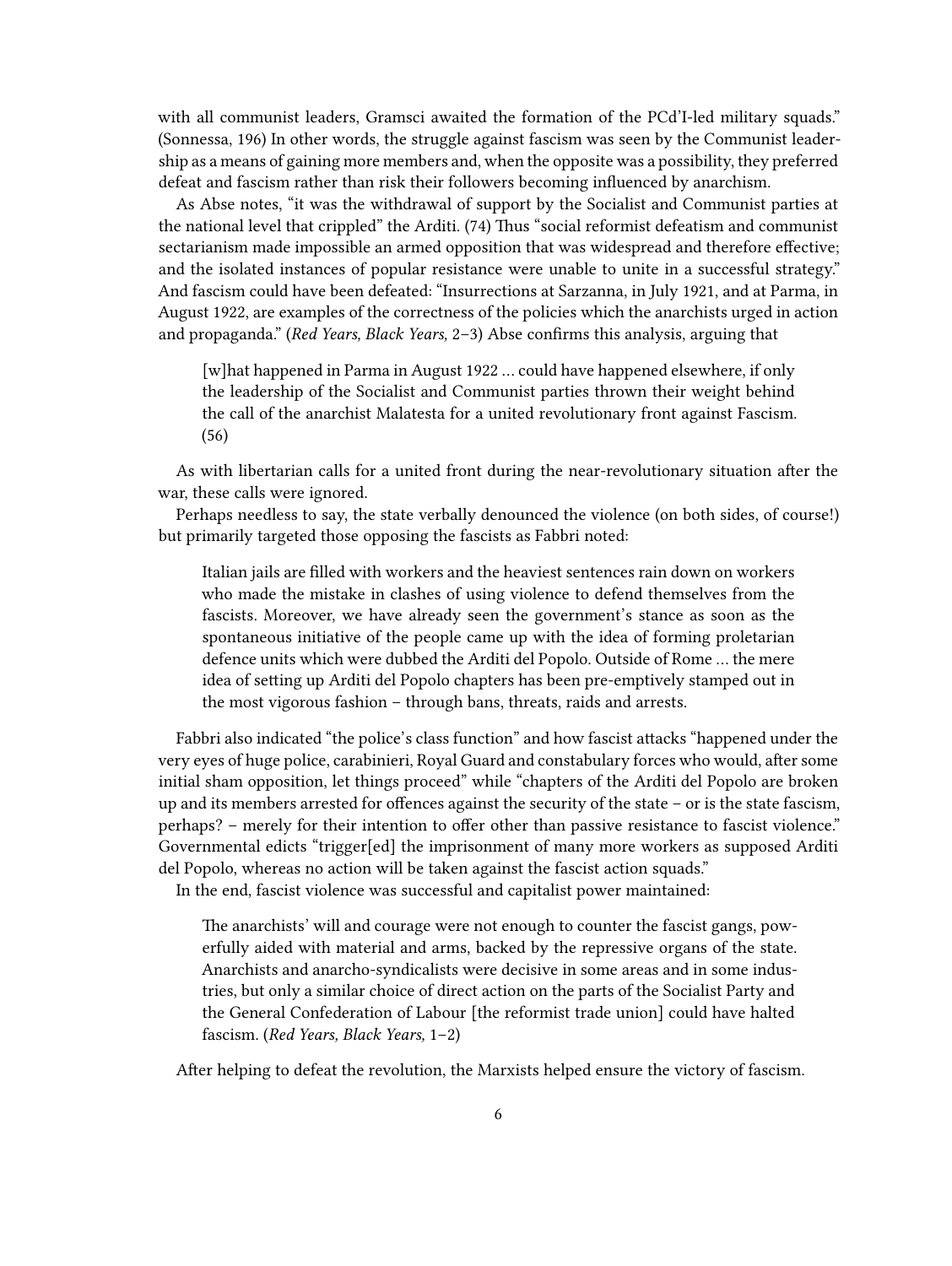with all communist leaders, Gramsci awaited the formation of the PCd'I-led military squads." (Sonnessa, 196) In other words, the struggle against fascism was seen by the Communist leadership as a means of gaining more members and, when the opposite was a possibility, they preferred defeat and fascism rather than risk their followers becoming influenced by anarchism.

As Abse notes, "it was the withdrawal of support by the Socialist and Communist parties at the national level that crippled" the Arditi. (74) Thus "social reformist defeatism and communist sectarianism made impossible an armed opposition that was widespread and therefore effective; and the isolated instances of popular resistance were unable to unite in a successful strategy." And fascism could have been defeated: "Insurrections at Sarzanna, in July 1921, and at Parma, in August 1922, are examples of the correctness of the policies which the anarchists urged in action and propaganda." (*Red Years, Black Years,* 2–3) Abse confirms this analysis, arguing that

> [w]hat happened in Parma in August 1922 … could have happened elsewhere, if only the leadership of the Socialist and Communist parties thrown their weight behind the call of the anarchist Malatesta for a united revolutionary front against Fascism. (56)

As with libertarian calls for a united front during the near-revolutionary situation after the war, these calls were ignored.

Perhaps needless to say, the state verbally denounced the violence (on both sides, of course!) but primarily targeted those opposing the fascists as Fabbri noted:

> Italian jails are filled with workers and the heaviest sentences rain down on workers who made the mistake in clashes of using violence to defend themselves from the fascists. Moreover, we have already seen the government's stance as soon as the spontaneous initiative of the people came up with the idea of forming proletarian defence units which were dubbed the Arditi del Popolo. Outside of Rome … the mere idea of setting up Arditi del Popolo chapters has been pre-emptively stamped out in the most vigorous fashion – through bans, threats, raids and arrests.

Fabbri also indicated "the police's class function" and how fascist attacks "happened under the very eyes of huge police, carabinieri, Royal Guard and constabulary forces who would, after some initial sham opposition, let things proceed" while "chapters of the Arditi del Popolo are broken up and its members arrested for offences against the security of the state – or is the state fascism, perhaps? – merely for their intention to offer other than passive resistance to fascist violence." Governmental edicts "trigger[ed] the imprisonment of many more workers as supposed Arditi del Popolo, whereas no action will be taken against the fascist action squads."

In the end, fascist violence was successful and capitalist power maintained:

> The anarchists' will and courage were not enough to counter the fascist gangs, powerfully aided with material and arms, backed by the repressive organs of the state. Anarchists and anarcho-syndicalists were decisive in some areas and in some industries, but only a similar choice of direct action on the parts of the Socialist Party and the General Confederation of Labour [the reformist trade union] could have halted fascism. (*Red Years, Black Years,* 1–2)

After helping to defeat the revolution, the Marxists helped ensure the victory of fascism.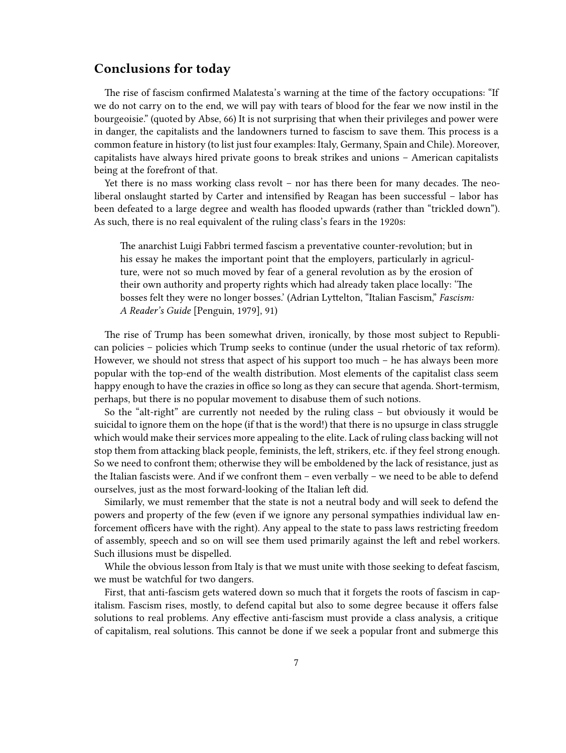## Conclusions for today

The rise of fascism confirmed Malatesta's warning at the time of the factory occupations: "If we do not carry on to the end, we will pay with tears of blood for the fear we now instil in the bourgeoisie." (quoted by Abse, 66) It is not surprising that when their privileges and power were in danger, the capitalists and the landowners turned to fascism to save them. This process is a common feature in history (to list just four examples: Italy, Germany, Spain and Chile). Moreover, capitalists have always hired private goons to break strikes and unions – American capitalists being at the forefront of that.

Yet there is no mass working class revolt – nor has there been for many decades. The neo-liberal onslaught started by Carter and intensified by Reagan has been successful – labor has been defeated to a large degree and wealth has flooded upwards (rather than "trickled down"). As such, there is no real equivalent of the ruling class's fears in the 1920s:

> The anarchist Luigi Fabbri termed fascism a preventative counter-revolution; but in his essay he makes the important point that the employers, particularly in agriculture, were not so much moved by fear of a general revolution as by the erosion of their own authority and property rights which had already taken place locally: 'The bosses felt they were no longer bosses.' (Adrian Lyttelton, "Italian Fascism," *Fascism: A Reader's Guide* [Penguin, 1979], 91)

The rise of Trump has been somewhat driven, ironically, by those most subject to Republican policies – policies which Trump seeks to continue (under the usual rhetoric of tax reform). However, we should not stress that aspect of his support too much – he has always been more popular with the top-end of the wealth distribution. Most elements of the capitalist class seem happy enough to have the crazies in office so long as they can secure that agenda. Short-termism, perhaps, but there is no popular movement to disabuse them of such notions.

So the "alt-right" are currently not needed by the ruling class – but obviously it would be suicidal to ignore them on the hope (if that is the word!) that there is no upsurge in class struggle which would make their services more appealing to the elite. Lack of ruling class backing will not stop them from attacking black people, feminists, the left, strikers, etc. if they feel strong enough. So we need to confront them; otherwise they will be emboldened by the lack of resistance, just as the Italian fascists were. And if we confront them – even verbally – we need to be able to defend ourselves, just as the most forward-looking of the Italian left did.

Similarly, we must remember that the state is not a neutral body and will seek to defend the powers and property of the few (even if we ignore any personal sympathies individual law enforcement officers have with the right). Any appeal to the state to pass laws restricting freedom of assembly, speech and so on will see them used primarily against the left and rebel workers. Such illusions must be dispelled.

While the obvious lesson from Italy is that we must unite with those seeking to defeat fascism, we must be watchful for two dangers.

First, that anti-fascism gets watered down so much that it forgets the roots of fascism in capitalism. Fascism rises, mostly, to defend capital but also to some degree because it offers false solutions to real problems. Any effective anti-fascism must provide a class analysis, a critique of capitalism, real solutions. This cannot be done if we seek a popular front and submerge this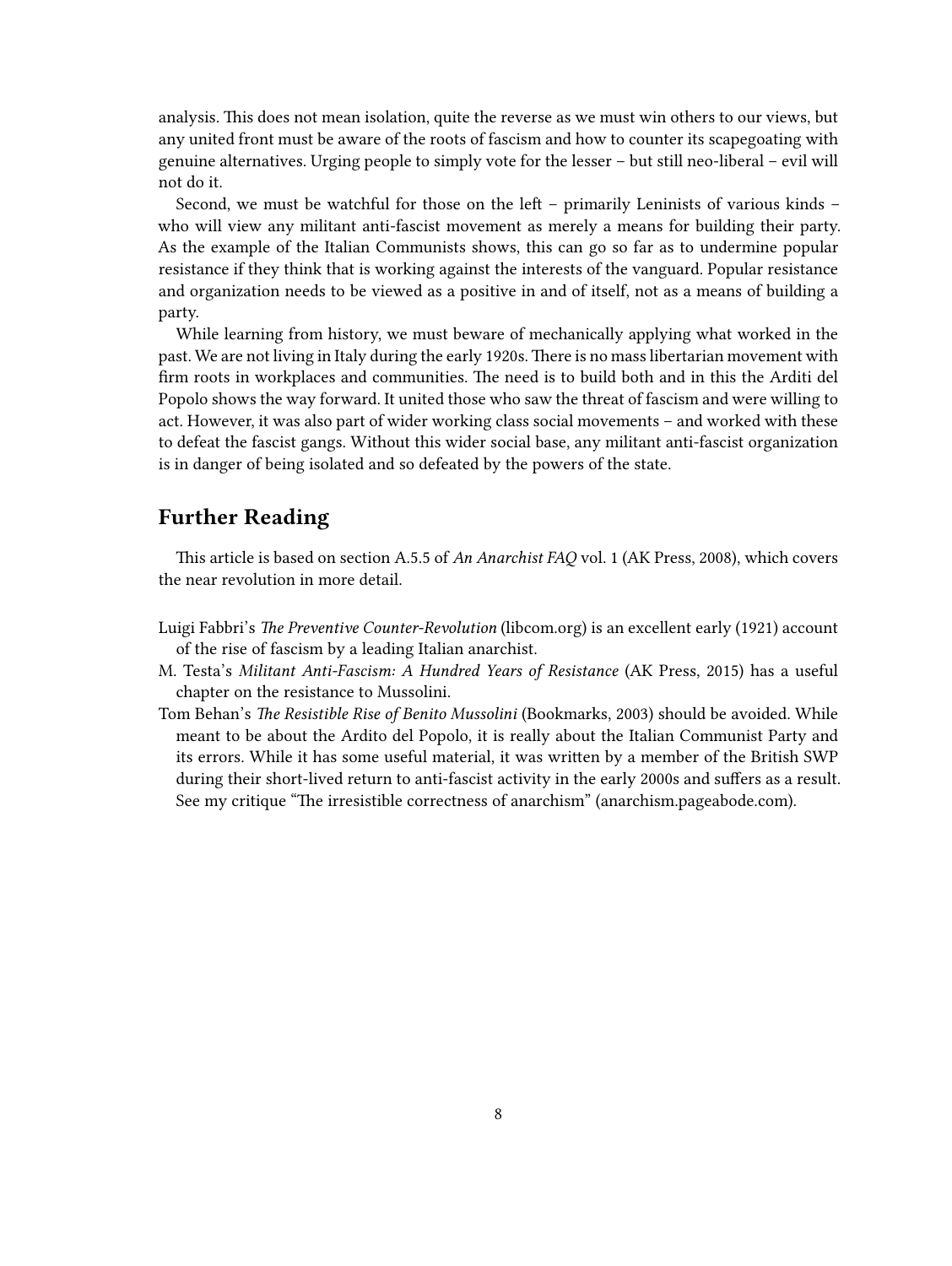analysis. This does not mean isolation, quite the reverse as we must win others to our views, but any united front must be aware of the roots of fascism and how to counter its scapegoating with genuine alternatives. Urging people to simply vote for the lesser – but still neo-liberal – evil will not do it.

Second, we must be watchful for those on the left – primarily Leninists of various kinds – who will view any militant anti-fascist movement as merely a means for building their party. As the example of the Italian Communists shows, this can go so far as to undermine popular resistance if they think that is working against the interests of the vanguard. Popular resistance and organization needs to be viewed as a positive in and of itself, not as a means of building a party.

While learning from history, we must beware of mechanically applying what worked in the past. We are not living in Italy during the early 1920s. There is no mass libertarian movement with firm roots in workplaces and communities. The need is to build both and in this the Arditi del Popolo shows the way forward. It united those who saw the threat of fascism and were willing to act. However, it was also part of wider working class social movements – and worked with these to defeat the fascist gangs. Without this wider social base, any militant anti-fascist organization is in danger of being isolated and so defeated by the powers of the state.

## Further Reading

This article is based on section A.5.5 of *An Anarchist FAQ* vol. 1 (AK Press, 2008), which covers the near revolution in more detail.

Luigi Fabbri's *The Preventive Counter-Revolution* (libcom.org) is an excellent early (1921) account of the rise of fascism by a leading Italian anarchist.

M. Testa's *Militant Anti-Fascism: A Hundred Years of Resistance* (AK Press, 2015) has a useful chapter on the resistance to Mussolini.

Tom Behan's *The Resistible Rise of Benito Mussolini* (Bookmarks, 2003) should be avoided. While meant to be about the Ardito del Popolo, it is really about the Italian Communist Party and its errors. While it has some useful material, it was written by a member of the British SWP during their short-lived return to anti-fascist activity in the early 2000s and suffers as a result. See my critique "The irresistible correctness of anarchism" (anarchism.pageabode.com).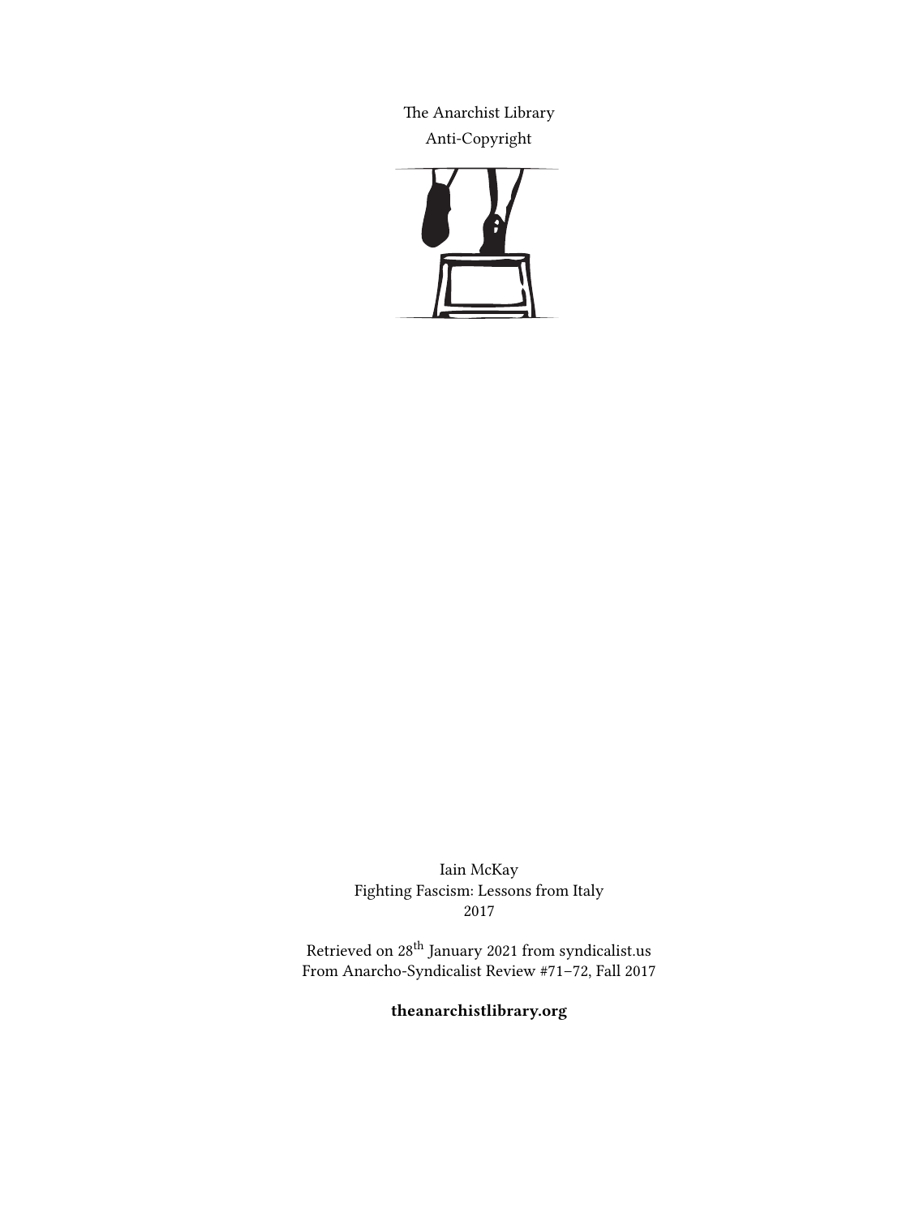The Anarchist Library
Anti-Copyright

Iain McKay
Fighting Fascism: Lessons from Italy
2017

Retrieved on 28th January 2021 from syndicalist.us
From Anarcho-Syndicalist Review #71–72, Fall 2017

**theanarchistlibrary.org**